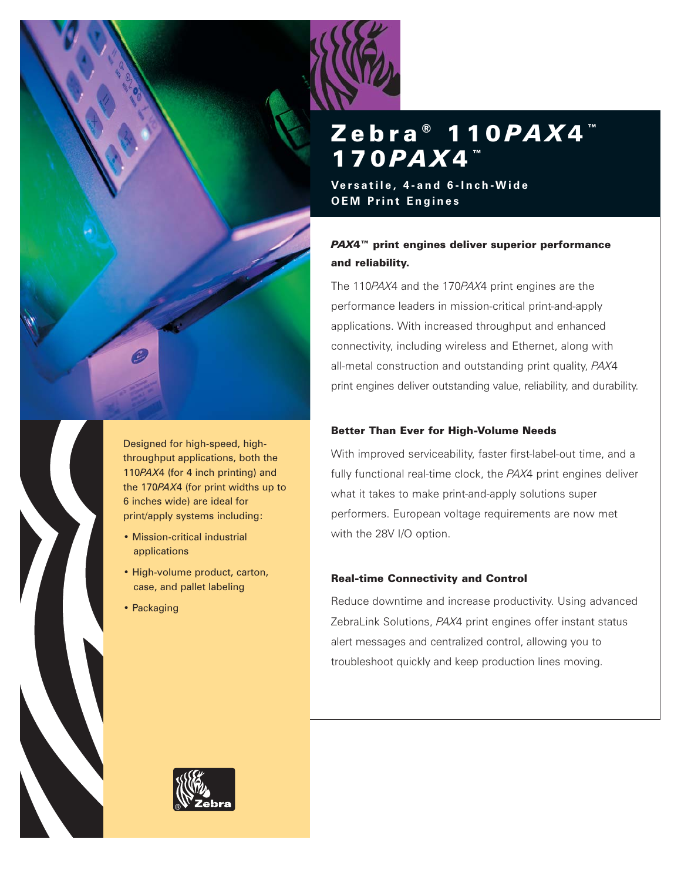# Zebra® 110*PAX*4™ 170*PAX*4™

**Versatile, 4-and 6-Inch-Wide OEM Print Engines**

### ***PAX*4™ print engines deliver superior performance and reliability.**

The 110*PAX*4 and the 170*PAX*4 print engines are the performance leaders in mission-critical print-and-apply applications. With increased throughput and enhanced connectivity, including wireless and Ethernet, along with all-metal construction and outstanding print quality, *PAX*4 print engines deliver outstanding value, reliability, and durability.

### Better Than Ever for High-Volume Needs

With improved serviceability, faster first-label-out time, and a fully functional real-time clock, the *PAX*4 print engines deliver what it takes to make print-and-apply solutions super performers. European voltage requirements are now met with the 28V I/O option.

### Real-time Connectivity and Control

Reduce downtime and increase productivity. Using advanced ZebraLink Solutions, *PAX*4 print engines offer instant status alert messages and centralized control, allowing you to troubleshoot quickly and keep production lines moving.

Designed for high-speed, high-throughput applications, both the 110*PAX*4 (for 4 inch printing) and the 170*PAX*4 (for print widths up to 6 inches wide) are ideal for print/apply systems including:

- Mission-critical industrial applications
- High-volume product, carton, case, and pallet labeling
- Packaging

Zebra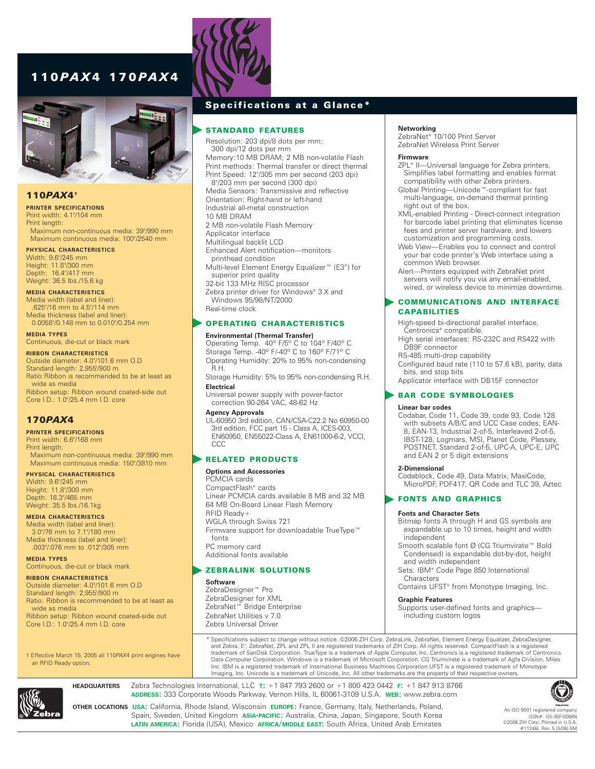# 110*PAX*4 170*PAX*4

## 110*PAX*4†

**PRINTER SPECIFICATIONS**

Print width: 4.1"/104 mm

Print length:

Maximum non-continuous media: 39"/990 mm

Maximum continuous media: 100"/2540 mm

**PHYSICAL CHARACTERISTICS**

Width: 9.6"/245 mm

Height: 11.8"/300 mm

Depth: 16.4"/417 mm

Weight: 36.5 lbs./15.6 kg

**MEDIA CHARACTERISTICS**

Media width (label and liner): .625"/16 mm to 4.5"/114 mm

Media thickness (label and liner): 0.0058"/0.148 mm to 0.010"/0.254 mm

**MEDIA TYPES**

Continuous, die-cut or black mark

**RIBBON CHARACTERISTICS**

Outside diameter: 4.0"/101.6 mm O.D

Standard length: 2,955'/900 m

Ratio:Ribbon is recommended to be at least as wide as media

Ribbon setup: Ribbon wound coated-side out

Core I.D.: 1.0"/25.4 mm I.D. core

## 170*PAX*4

**PRINTER SPECIFICATIONS**

Print width: 6.6"/168 mm

Print length:

Maximum non-continuous media: 39"/990 mm

Maximum continuous media: 150"/3810 mm

**PHYSICAL CHARACTERISTICS**

Width: 9.6"/245 mm

Height: 11.8"/300 mm

Depth: 18.3"/465 mm

Weight: 35.5 lbs./16.1kg

**MEDIA CHARACTERISTICS**

Media width (label and liner): 3.0"/76 mm to 7.1"/180 mm

Media thickness (label and liner): .003"/.076 mm to .012"/305 mm

**MEDIA TYPES**

Continuous, die-cut or black mark

**RIBBON CHARACTERISTICS**

Outside diameter: 4.0"/101.6 mm O.D

Standard length: 2,955'/900 m

Ratio: Ribbon is recommended to be at least as wide as media

Ribbon setup: Ribbon wound coated-side out

Core I.D.: 1.0"/25.4 mm I.D. core

† Effective March 15, 2005 all 110*PAX*4 print engines have an RFID Ready option.

# Specifications at a Glance*

## STANDARD FEATURES

Resolution: 203 dpi/8 dots per mm; 300 dpi/12 dots per mm

Memory:10 MB DRAM; 2 MB non-volatile Flash

Print methods: Thermal transfer or direct thermal

Print Speed: 12"/305 mm per second (203 dpi) 8"/203 mm per second (300 dpi)

Media Sensors: Transmissive and reflective

Orientation: Right-hand or left-hand

Industrial all-metal construction

10 MB DRAM

2 MB non-volatile Flash Memory

Applicator interface

Multilingual backlit LCD

Enhanced Alert notification—monitors printhead condition

Multi-level Element Energy Equalizer™ (E3®) for superior print quality

32-bit 133 MHz RISC processor

Zebra printer driver for Windows® 3.X and Windows 95/98/NT/2000

Real-time clock

## OPERATING CHARACTERISTICS

**Environmental (Thermal Transfer)**

Operating Temp. 40º F/5º C to 104º F/40º C

Storage Temp. -40º F/-40º C to 160º F/71º C

Operating Humidity: 20% to 95% non-condensing R.H.

Storage Humidity: 5% to 95% non-condensing R.H.

**Electrical**

Universal power supply with power-factor correction 90-264 VAC, 48-62 Hz

**Agency Approvals**

UL-60950 3rd edition, CAN/CSA-C22.2 No 60950-00 3rd edition, FCC part 15 - Class A, ICES-003, EN60950, EN55022-Class A, EN61000-6-2, VCCI, CCC

## RELATED PRODUCTS

**Options and Accessories**

PCMCIA cards

CompactFlash® cards

Linear PCMCIA cards available 8 MB and 32 MB

64 MB On-Board Linear Flash Memory

RFID Ready+

WGLA through Swiss 721

Firmware support for downloadable TrueType™ fonts

PC memory card

Additional fonts available

## ZEBRALINK SOLUTIONS

**Software**

ZebraDesigner™ Pro

ZebraDesigner for XML

ZebraNet™ Bridge Enterprise

ZebraNet Utilities v 7.0

Zebra Universal Driver

**Networking**

ZebraNet® 10/100 Print Server

ZebraNet Wireless Print Server

**Firmware**

ZPL® II—Universal language for Zebra printers. Simplifies label formatting and enables format compatibility with other Zebra printers.

Global Printing—Unicode™-compliant for fast multi-language, on-demand thermal printing right out of the box.

XML-enabled Printing - Direct-connect integration for barcode label printing that eliminates license fees and printer server hardware, and lowers customization and programming costs.

Web View—Enables you to connect and control your bar code printer's Web interface using a common Web browser.

Alert—Printers equipped with ZebraNet print servers will notify you via any email-enabled, wired, or wireless device to minimize downtime.

## COMMUNICATIONS AND INTERFACE CAPABILITIES

High-speed bi-directional parallel interface, Centronics® compatible.

High serial interfaces: RS-232C and RS422 with DB9F connector

RS-485 multi-drop capability

Configured baud rate (110 to 57.6 kB), parity, data bits, and stop bits

Applicator interface with DB15F connector

## BAR CODE SYMBOLOGIES

**Linear bar codes**

Codabar, Code 11, Code 39, code 93, Code 128 with subsets A/B/C and UCC Case codes, EAN-8, EAN-13, Industrial 2-of-5, Interleaved 2-of-5, IBST-128, Logmars, MSI, Planet Code, Plessey, POSTNET, Standard 2-of-5, UPC-A, UPC-E, UPC and EAN 2 or 5 digit extensions

**2-Dimensional**

Codablock, Code 49, Data Matrix, MaxiCode, MicroPDF, PDF417, QR Code and TLC 39, Aztec

## FONTS AND GRAPHICS

**Fonts and Character Sets**

Bitmap fonts A through H and GS symbols are expandable up to 10 times, height and width independent

Smooth scalable font Ø (CG Triumvirate™ Bold Condensed) is expandable dot-by-dot, height and width independent

Sets: IBM® Code Page 850 International Characters

Contains UFST® from Monotype Imaging, Inc.

**Graphic Features**

Supports user-defined fonts and graphics—including custom logos

\* Specifications subject to change without notice. ©2006 ZIH Corp. ZebraLink, ZebraNet, Element Energy Equalizer, ZebraDesigner, and Zebra, E3, ZebraNet, ZPL and ZPL II are registered trademarks of ZIH Corp. All rights reserved. CompactFlash is a registered trademark of SanDisk Corporation. TrueType is a trademark of Apple Computer, Inc. Centronics is a registered trademark of Centronics Data Computer Corporation. Windows is a trademark of Microsoft Corporation. CG Triumvirate is a trademark of Agfa Division, Miles Inc. IBM is a registered trademark of International Business Machines Corporation.UFST is a registered trademark of Monotype Imaging, Inc. Unicode is a trademark of Unicode, Inc. All other trademarks are the property of their respective owners.

**HEADQUARTERS** Zebra Technologies International, LLC **T:** +1 847 793 2600 or +1 800 423 0442 **F:** +1 847 913 8766
**ADDRESS:** 333 Corporate Woods Parkway, Vernon Hills, IL 60061-3109 U.S.A. **WEB:** www.zebra.com

**OTHER LOCATIONS** **USA:** California, Rhode Island, Wisconsin **EUROPE:** France, Germany, Italy, Netherlands, Poland, Spain, Sweden, United Kingdom **ASIA-PACIFIC:** Australia, China, Japan, Singapore, South Korea **LATIN AMERICA:** Florida (USA), Mexico **AFRICA/MIDDLE EAST:** South Africa, United Arab Emirates

An ISO 9001 registered company
GSN#: GS-35F-0268N
©2006 ZIH Corp. Printed in U.S.A.
#11246L Rev. 5 (5/06) 5M